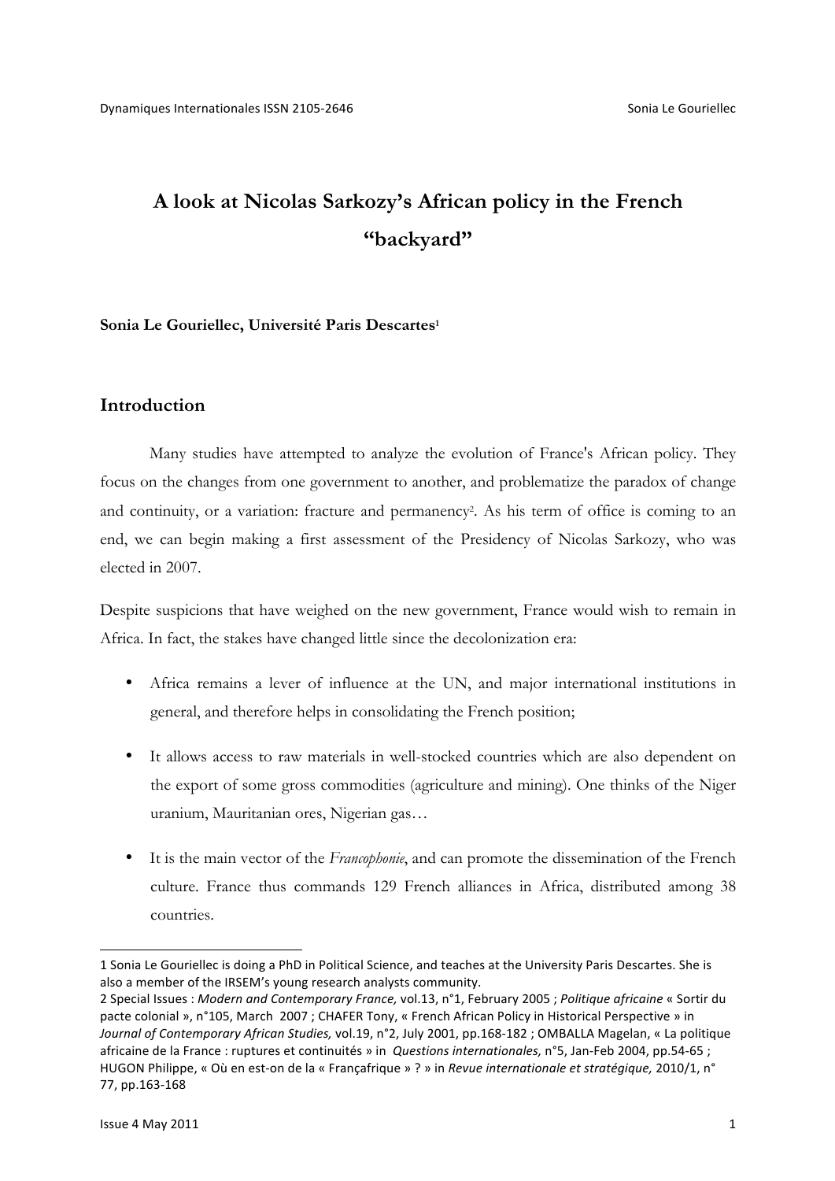# A look at Nicolas Sarkozy's African policy in the French "backyard"

**Sonia Le Gouriellec, Université Paris Descartes[1]**

## Introduction

Many studies have attempted to analyze the evolution of France's African policy. They focus on the changes from one government to another, and problematize the paradox of change and continuity, or a variation: fracture and permanency[2]. As his term of office is coming to an end, we can begin making a first assessment of the Presidency of Nicolas Sarkozy, who was elected in 2007.

Despite suspicions that have weighed on the new government, France would wish to remain in Africa. In fact, the stakes have changed little since the decolonization era:

- Africa remains a lever of influence at the UN, and major international institutions in general, and therefore helps in consolidating the French position;
- It allows access to raw materials in well-stocked countries which are also dependent on the export of some gross commodities (agriculture and mining). One thinks of the Niger uranium, Mauritanian ores, Nigerian gas…
- It is the main vector of the *Francophonie*, and can promote the dissemination of the French culture. France thus commands 129 French alliances in Africa, distributed among 38 countries.

---

1 Sonia Le Gouriellec is doing a PhD in Political Science, and teaches at the University Paris Descartes. She is also a member of the IRSEM's young research analysts community.

2 Special Issues : *Modern and Contemporary France,* vol.13, n°1, February 2005 ; *Politique africaine* « Sortir du pacte colonial », n°105, March 2007 ; CHAFER Tony, « French African Policy in Historical Perspective » in *Journal of Contemporary African Studies,* vol.19, n°2, July 2001, pp.168-182 ; OMBALLA Magelan, « La politique africaine de la France : ruptures et continuités » in *Questions internationales,* n°5, Jan-Feb 2004, pp.54-65 ; HUGON Philippe, « Où en est-on de la « Françafrique » ? » in *Revue internationale et stratégique,* 2010/1, n° 77, pp.163-168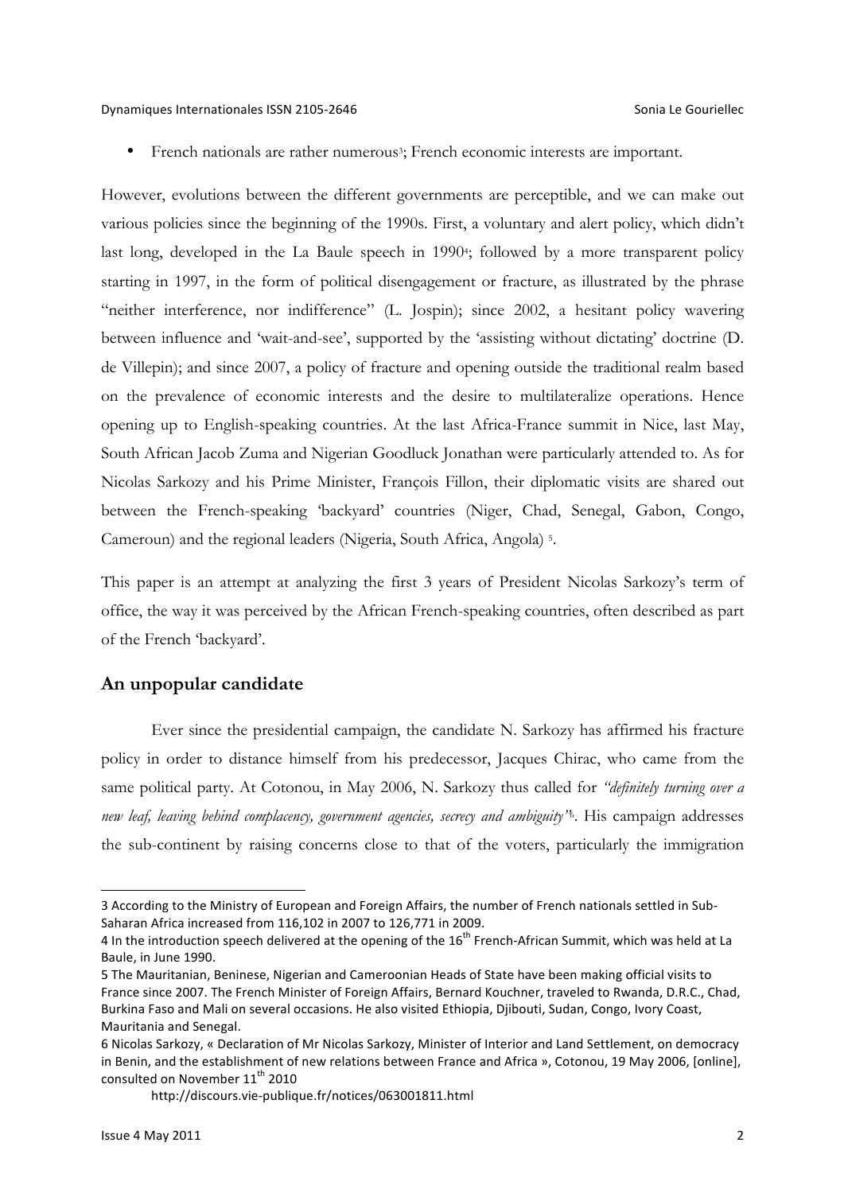- French nationals are rather numerous[3]; French economic interests are important.

However, evolutions between the different governments are perceptible, and we can make out various policies since the beginning of the 1990s. First, a voluntary and alert policy, which didn't last long, developed in the La Baule speech in 1990[4]; followed by a more transparent policy starting in 1997, in the form of political disengagement or fracture, as illustrated by the phrase "neither interference, nor indifference" (L. Jospin); since 2002, a hesitant policy wavering between influence and 'wait-and-see', supported by the 'assisting without dictating' doctrine (D. de Villepin); and since 2007, a policy of fracture and opening outside the traditional realm based on the prevalence of economic interests and the desire to multilateralize operations. Hence opening up to English-speaking countries. At the last Africa-France summit in Nice, last May, South African Jacob Zuma and Nigerian Goodluck Jonathan were particularly attended to. As for Nicolas Sarkozy and his Prime Minister, François Fillon, their diplomatic visits are shared out between the French-speaking 'backyard' countries (Niger, Chad, Senegal, Gabon, Congo, Cameroun) and the regional leaders (Nigeria, South Africa, Angola) [5].

This paper is an attempt at analyzing the first 3 years of President Nicolas Sarkozy's term of office, the way it was perceived by the African French-speaking countries, often described as part of the French 'backyard'.

## An unpopular candidate

Ever since the presidential campaign, the candidate N. Sarkozy has affirmed his fracture policy in order to distance himself from his predecessor, Jacques Chirac, who came from the same political party. At Cotonou, in May 2006, N. Sarkozy thus called for *"definitely turning over a new leaf, leaving behind complacency, government agencies, secrecy and ambiguity"*[6]. His campaign addresses the sub-continent by raising concerns close to that of the voters, particularly the immigration

---

3 According to the Ministry of European and Foreign Affairs, the number of French nationals settled in Sub-Saharan Africa increased from 116,102 in 2007 to 126,771 in 2009.

4 In the introduction speech delivered at the opening of the 16th French-African Summit, which was held at La Baule, in June 1990.

5 The Mauritanian, Beninese, Nigerian and Cameroonian Heads of State have been making official visits to France since 2007. The French Minister of Foreign Affairs, Bernard Kouchner, traveled to Rwanda, D.R.C., Chad, Burkina Faso and Mali on several occasions. He also visited Ethiopia, Djibouti, Sudan, Congo, Ivory Coast, Mauritania and Senegal.

6 Nicolas Sarkozy, « Declaration of Mr Nicolas Sarkozy, Minister of Interior and Land Settlement, on democracy in Benin, and the establishment of new relations between France and Africa », Cotonou, 19 May 2006, [online], consulted on November 11th 2010

http://discours.vie-publique.fr/notices/063001811.html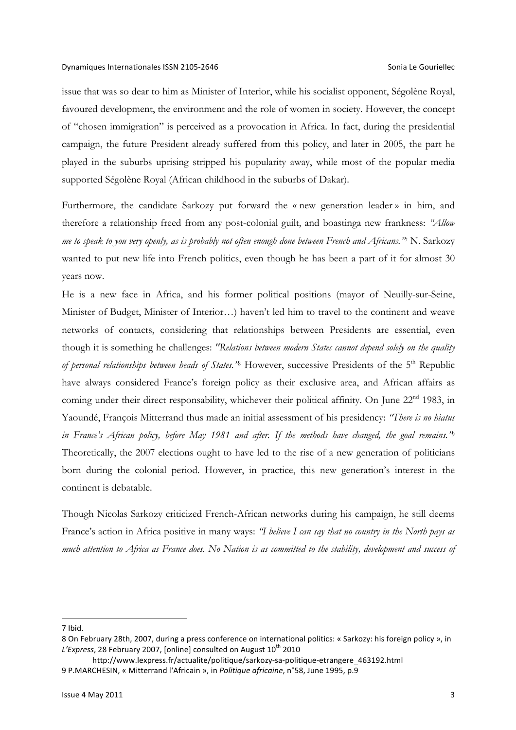issue that was so dear to him as Minister of Interior, while his socialist opponent, Ségolène Royal, favoured development, the environment and the role of women in society. However, the concept of "chosen immigration" is perceived as a provocation in Africa. In fact, during the presidential campaign, the future President already suffered from this policy, and later in 2005, the part he played in the suburbs uprising stripped his popularity away, while most of the popular media supported Ségolène Royal (African childhood in the suburbs of Dakar).

Furthermore, the candidate Sarkozy put forward the « new generation leader » in him, and therefore a relationship freed from any post-colonial guilt, and boastinga new frankness: *"Allow me to speak to you very openly, as is probably not often enough done between French and Africans."*[7] N. Sarkozy wanted to put new life into French politics, even though he has been a part of it for almost 30 years now.

He is a new face in Africa, and his former political positions (mayor of Neuilly-sur-Seine, Minister of Budget, Minister of Interior…) haven't led him to travel to the continent and weave networks of contacts, considering that relationships between Presidents are essential, even though it is something he challenges: *"Relations between modern States cannot depend solely on the quality of personal relationships between heads of States."*[8] However, successive Presidents of the 5th Republic have always considered France's foreign policy as their exclusive area, and African affairs as coming under their direct responsability, whichever their political affinity. On June 22nd 1983, in Yaoundé, François Mitterrand thus made an initial assessment of his presidency: *"There is no hiatus in France's African policy, before May 1981 and after. If the methods have changed, the goal remains."*[9] Theoretically, the 2007 elections ought to have led to the rise of a new generation of politicians born during the colonial period. However, in practice, this new generation's interest in the continent is debatable.

Though Nicolas Sarkozy criticized French-African networks during his campaign, he still deems France's action in Africa positive in many ways: *"I believe I can say that no country in the North pays as much attention to Africa as France does. No Nation is as committed to the stability, development and success of*

---

7 Ibid.

8 On February 28th, 2007, during a press conference on international politics: « Sarkozy: his foreign policy », in *L'Express*, 28 February 2007, [online] consulted on August 10th 2010 http://www.lexpress.fr/actualite/politique/sarkozy-sa-politique-etrangere_463192.html

9 P.MARCHESIN, « Mitterrand l'Africain », in *Politique africaine*, n°58, June 1995, p.9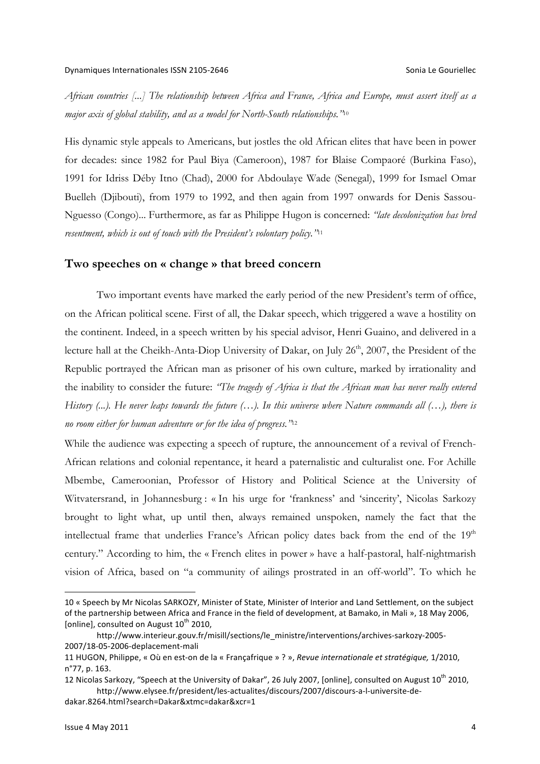*African countries [...] The relationship between Africa and France, Africa and Europe, must assert itself as a major axis of global stability, and as a model for North-South relationships."*[10]

His dynamic style appeals to Americans, but jostles the old African elites that have been in power for decades: since 1982 for Paul Biya (Cameroon), 1987 for Blaise Compaoré (Burkina Faso), 1991 for Idriss Déby Itno (Chad), 2000 for Abdoulaye Wade (Senegal), 1999 for Ismael Omar Buelleh (Djibouti), from 1979 to 1992, and then again from 1997 onwards for Denis Sassou-Nguesso (Congo)... Furthermore, as far as Philippe Hugon is concerned: *"late decolonization has bred resentment, which is out of touch with the President's volontary policy."*[11]

## Two speeches on « change » that breed concern

Two important events have marked the early period of the new President's term of office, on the African political scene. First of all, the Dakar speech, which triggered a wave a hostility on the continent. Indeed, in a speech written by his special advisor, Henri Guaino, and delivered in a lecture hall at the Cheikh-Anta-Diop University of Dakar, on July 26th, 2007, the President of the Republic portrayed the African man as prisoner of his own culture, marked by irrationality and the inability to consider the future: *"The tragedy of Africa is that the African man has never really entered History (...). He never leaps towards the future (…). In this universe where Nature commands all (…), there is no room either for human adventure or for the idea of progress."*[12]

While the audience was expecting a speech of rupture, the announcement of a revival of French-African relations and colonial repentance, it heard a paternalistic and culturalist one. For Achille Mbembe, Cameroonian, Professor of History and Political Science at the University of Witvatersrand, in Johannesburg : « In his urge for 'frankness' and 'sincerity', Nicolas Sarkozy brought to light what, up until then, always remained unspoken, namely the fact that the intellectual frame that underlies France's African policy dates back from the end of the 19th century." According to him, the « French elites in power » have a half-pastoral, half-nightmarish vision of Africa, based on "a community of ailings prostrated in an off-world". To which he

---

10 « Speech by Mr Nicolas SARKOZY, Minister of State, Minister of Interior and Land Settlement, on the subject of the partnership between Africa and France in the field of development, at Bamako, in Mali », 18 May 2006, [online], consulted on August 10th 2010,
http://www.interieur.gouv.fr/misill/sections/le_ministre/interventions/archives-sarkozy-2005-2007/18-05-2006-deplacement-mali

11 HUGON, Philippe, « Où en est-on de la « Françafrique » ? », *Revue internationale et stratégique,* 1/2010, n°77, p. 163.

12 Nicolas Sarkozy, "Speech at the University of Dakar", 26 July 2007, [online], consulted on August 10th 2010,
http://www.elysee.fr/president/les-actualites/discours/2007/discours-a-l-universite-de-dakar.8264.html?search=Dakar&xtmc=dakar&xcr=1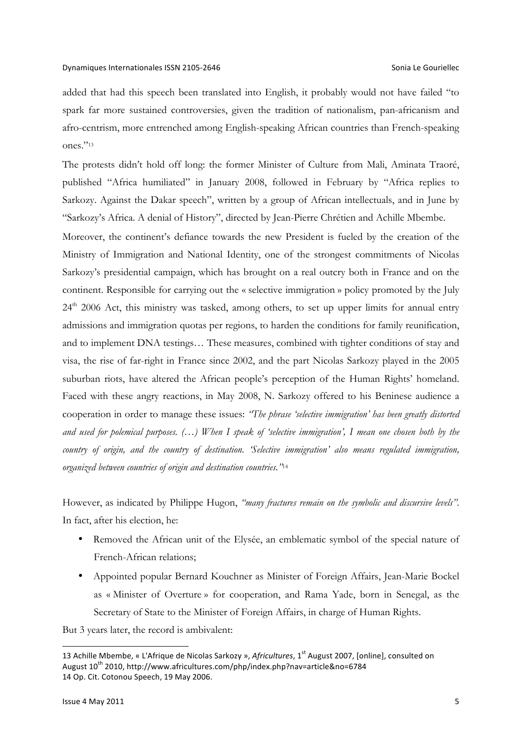added that had this speech been translated into English, it probably would not have failed "to spark far more sustained controversies, given the tradition of nationalism, pan-africanism and afro-centrism, more entrenched among English-speaking African countries than French-speaking ones."[13]

The protests didn't hold off long: the former Minister of Culture from Mali, Aminata Traoré, published "Africa humiliated" in January 2008, followed in February by "Africa replies to Sarkozy. Against the Dakar speech", written by a group of African intellectuals, and in June by "Sarkozy's Africa. A denial of History", directed by Jean-Pierre Chrétien and Achille Mbembe.

Moreover, the continent's defiance towards the new President is fueled by the creation of the Ministry of Immigration and National Identity, one of the strongest commitments of Nicolas Sarkozy's presidential campaign, which has brought on a real outcry both in France and on the continent. Responsible for carrying out the « selective immigration » policy promoted by the July 24th 2006 Act, this ministry was tasked, among others, to set up upper limits for annual entry admissions and immigration quotas per regions, to harden the conditions for family reunification, and to implement DNA testings… These measures, combined with tighter conditions of stay and visa, the rise of far-right in France since 2002, and the part Nicolas Sarkozy played in the 2005 suburban riots, have altered the African people's perception of the Human Rights' homeland. Faced with these angry reactions, in May 2008, N. Sarkozy offered to his Beninese audience a cooperation in order to manage these issues: *"The phrase 'selective immigration' has been greatly distorted and used for polemical purposes. (…) When I speak of 'selective immigration', I mean one chosen both by the country of origin, and the country of destination. 'Selective immigration' also means regulated immigration, organized between countries of origin and destination countries."*[14]

However, as indicated by Philippe Hugon, *"many fractures remain on the symbolic and discursive levels"*. In fact, after his election, he:

- Removed the African unit of the Elysée, an emblematic symbol of the special nature of French-African relations;
- Appointed popular Bernard Kouchner as Minister of Foreign Affairs, Jean-Marie Bockel as « Minister of Overture » for cooperation, and Rama Yade, born in Senegal, as the Secretary of State to the Minister of Foreign Affairs, in charge of Human Rights.

But 3 years later, the record is ambivalent:

---

13 Achille Mbembe, « L'Afrique de Nicolas Sarkozy », *Africultures*, 1st August 2007, [online], consulted on August 10th 2010, http://www.africultures.com/php/index.php?nav=article&no=6784

14 Op. Cit. Cotonou Speech, 19 May 2006.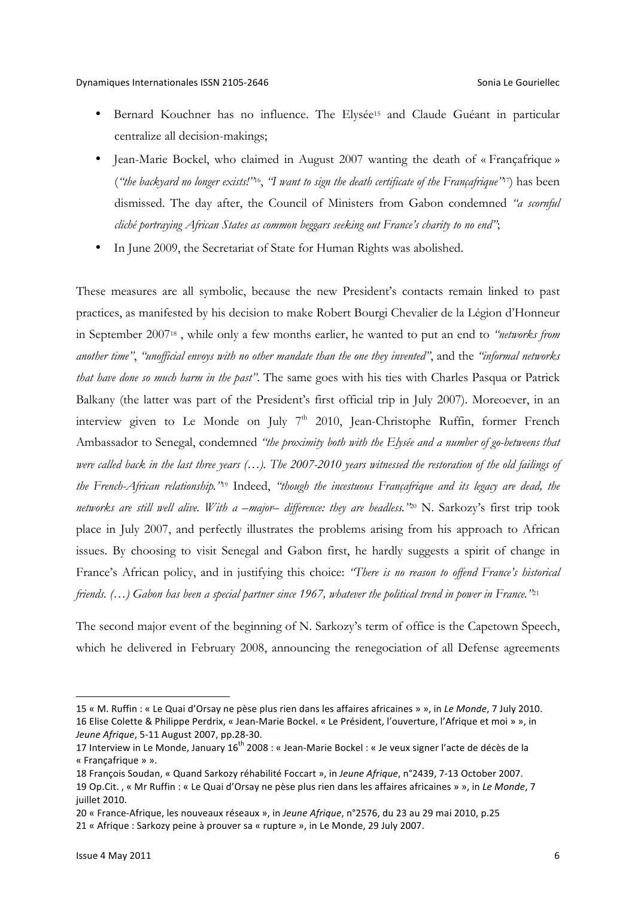- Bernard Kouchner has no influence. The Elysée[15] and Claude Guéant in particular centralize all decision-makings;
- Jean-Marie Bockel, who claimed in August 2007 wanting the death of « Françafrique » (*"the backyard no longer exists!"*[16], *"I want to sign the death certificate of the Françafrique"*[17]) has been dismissed. The day after, the Council of Ministers from Gabon condemned *"a scornful cliché portraying African States as common beggars seeking out France's charity to no end"*;
- In June 2009, the Secretariat of State for Human Rights was abolished.

These measures are all symbolic, because the new President's contacts remain linked to past practices, as manifested by his decision to make Robert Bourgi Chevalier de la Légion d'Honneur in September 2007[18] , while only a few months earlier, he wanted to put an end to *"networks from another time"*, *"unofficial envoys with no other mandate than the one they invented"*, and the *"informal networks that have done so much harm in the past"*. The same goes with his ties with Charles Pasqua or Patrick Balkany (the latter was part of the President's first official trip in July 2007). Moreoever, in an interview given to Le Monde on July 7th 2010, Jean-Christophe Ruffin, former French Ambassador to Senegal, condemned *"the proximity both with the Elysée and a number of go-betweens that were called back in the last three years (…). The 2007-2010 years witnessed the restoration of the old failings of the French-African relationship."*[19] Indeed, *"though the incestuous Françafrique and its legacy are dead, the networks are still well alive. With a –major– difference: they are headless."*[20] N. Sarkozy's first trip took place in July 2007, and perfectly illustrates the problems arising from his approach to African issues. By choosing to visit Senegal and Gabon first, he hardly suggests a spirit of change in France's African policy, and in justifying this choice: *"There is no reason to offend France's historical friends. (…) Gabon has been a special partner since 1967, whatever the political trend in power in France."*[21]

The second major event of the beginning of N. Sarkozy's term of office is the Capetown Speech, which he delivered in February 2008, announcing the renegociation of all Defense agreements

---

15 « M. Ruffin : « Le Quai d'Orsay ne pèse plus rien dans les affaires africaines » », in *Le Monde*, 7 July 2010.

16 Elise Colette & Philippe Perdrix, « Jean-Marie Bockel. « Le Président, l'ouverture, l'Afrique et moi » », in *Jeune Afrique*, 5-11 August 2007, pp.28-30.

17 Interview in Le Monde, January 16th 2008 : « Jean-Marie Bockel : « Je veux signer l'acte de décès de la « Françafrique » ».

18 François Soudan, « Quand Sarkozy réhabilité Foccart », in *Jeune Afrique*, n°2439, 7-13 October 2007.

19 Op.Cit. , « Mr Ruffin : « Le Quai d'Orsay ne pèse plus rien dans les affaires africaines » », in *Le Monde*, 7 juillet 2010.

20 « France-Afrique, les nouveaux réseaux », in *Jeune Afrique*, n°2576, du 23 au 29 mai 2010, p.25

21 « Afrique : Sarkozy peine à prouver sa « rupture », in Le Monde, 29 July 2007.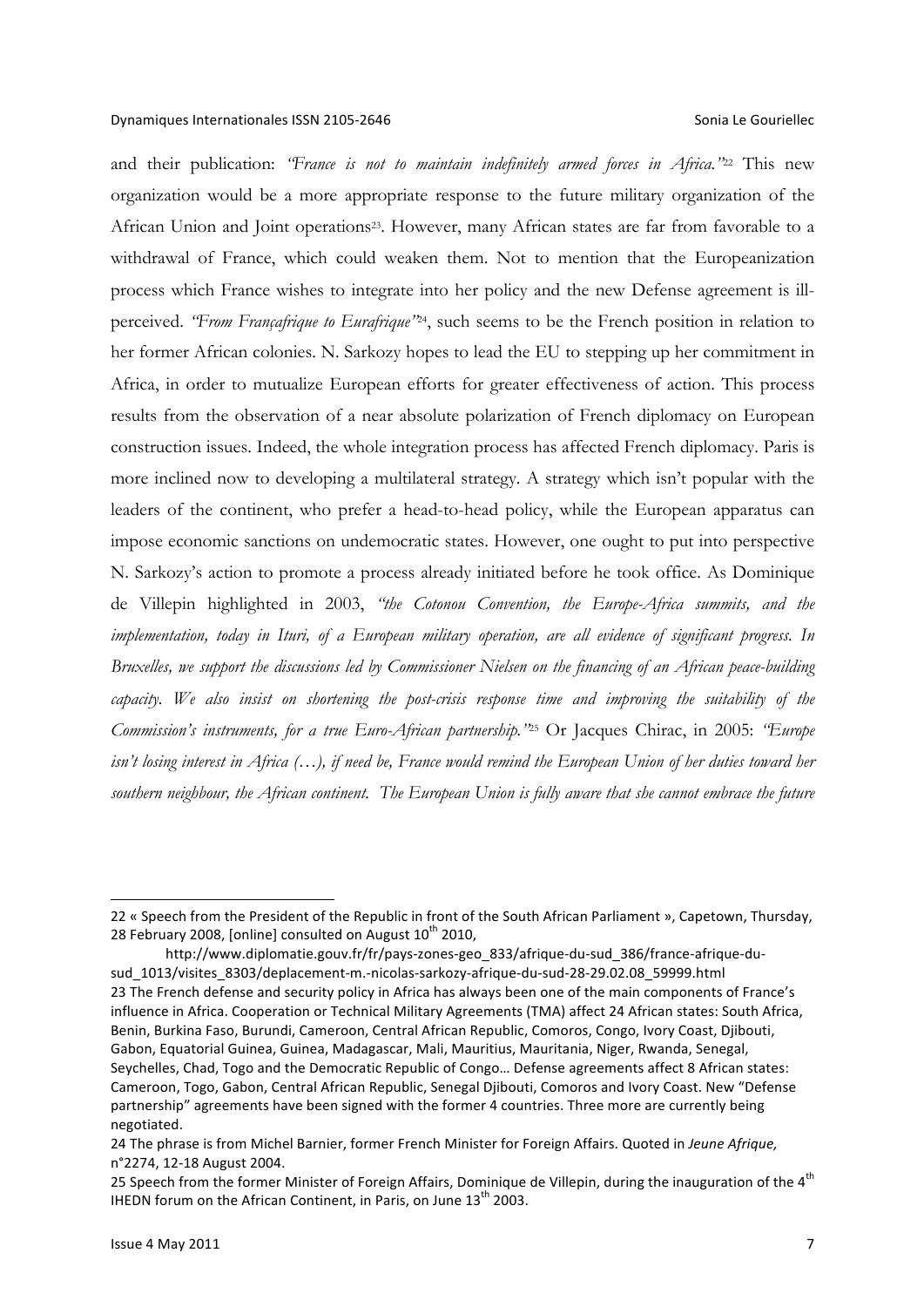and their publication: *"France is not to maintain indefinitely armed forces in Africa."*[22] This new organization would be a more appropriate response to the future military organization of the African Union and Joint operations[23]. However, many African states are far from favorable to a withdrawal of France, which could weaken them. Not to mention that the Europeanization process which France wishes to integrate into her policy and the new Defense agreement is ill-perceived. *"From Françafrique to Eurafrique"*[24], such seems to be the French position in relation to her former African colonies. N. Sarkozy hopes to lead the EU to stepping up her commitment in Africa, in order to mutualize European efforts for greater effectiveness of action. This process results from the observation of a near absolute polarization of French diplomacy on European construction issues. Indeed, the whole integration process has affected French diplomacy. Paris is more inclined now to developing a multilateral strategy. A strategy which isn't popular with the leaders of the continent, who prefer a head-to-head policy, while the European apparatus can impose economic sanctions on undemocratic states. However, one ought to put into perspective N. Sarkozy's action to promote a process already initiated before he took office. As Dominique de Villepin highlighted in 2003, *"the Cotonou Convention, the Europe-Africa summits, and the implementation, today in Ituri, of a European military operation, are all evidence of significant progress. In Bruxelles, we support the discussions led by Commissioner Nielsen on the financing of an African peace-building capacity. We also insist on shortening the post-crisis response time and improving the suitability of the Commission's instruments, for a true Euro-African partnership."*[25] Or Jacques Chirac, in 2005: *"Europe isn't losing interest in Africa (…), if need be, France would remind the European Union of her duties toward her southern neighbour, the African continent. The European Union is fully aware that she cannot embrace the future*

---

22 « Speech from the President of the Republic in front of the South African Parliament », Capetown, Thursday, 28 February 2008, [online] consulted on August 10th 2010,

http://www.diplomatie.gouv.fr/fr/pays-zones-geo_833/afrique-du-sud_386/france-afrique-du-sud_1013/visites_8303/deplacement-m.-nicolas-sarkozy-afrique-du-sud-28-29.02.08_59999.html

23 The French defense and security policy in Africa has always been one of the main components of France's influence in Africa. Cooperation or Technical Military Agreements (TMA) affect 24 African states: South Africa, Benin, Burkina Faso, Burundi, Cameroon, Central African Republic, Comoros, Congo, Ivory Coast, Djibouti, Gabon, Equatorial Guinea, Guinea, Madagascar, Mali, Mauritius, Mauritania, Niger, Rwanda, Senegal, Seychelles, Chad, Togo and the Democratic Republic of Congo… Defense agreements affect 8 African states: Cameroon, Togo, Gabon, Central African Republic, Senegal Djibouti, Comoros and Ivory Coast. New "Defense partnership" agreements have been signed with the former 4 countries. Three more are currently being negotiated.

24 The phrase is from Michel Barnier, former French Minister for Foreign Affairs. Quoted in *Jeune Afrique*, n°2274, 12-18 August 2004.

25 Speech from the former Minister of Foreign Affairs, Dominique de Villepin, during the inauguration of the 4th IHEDN forum on the African Continent, in Paris, on June 13th 2003.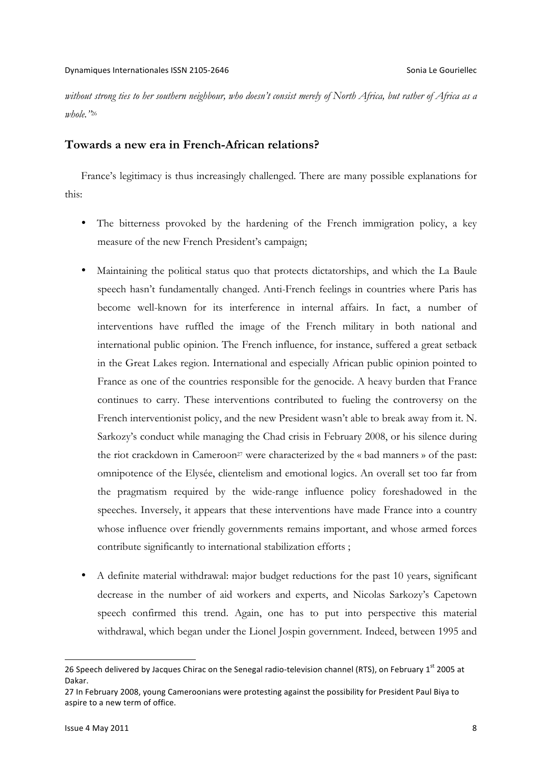*without strong ties to her southern neighbour, who doesn't consist merely of North Africa, but rather of Africa as a whole."*[26]

## Towards a new era in French-African relations?

France's legitimacy is thus increasingly challenged. There are many possible explanations for this:

- The bitterness provoked by the hardening of the French immigration policy, a key measure of the new French President's campaign;
- Maintaining the political status quo that protects dictatorships, and which the La Baule speech hasn't fundamentally changed. Anti-French feelings in countries where Paris has become well-known for its interference in internal affairs. In fact, a number of interventions have ruffled the image of the French military in both national and international public opinion. The French influence, for instance, suffered a great setback in the Great Lakes region. International and especially African public opinion pointed to France as one of the countries responsible for the genocide. A heavy burden that France continues to carry. These interventions contributed to fueling the controversy on the French interventionist policy, and the new President wasn't able to break away from it. N. Sarkozy's conduct while managing the Chad crisis in February 2008, or his silence during the riot crackdown in Cameroon[27] were characterized by the « bad manners » of the past: omnipotence of the Elysée, clientelism and emotional logics. An overall set too far from the pragmatism required by the wide-range influence policy foreshadowed in the speeches. Inversely, it appears that these interventions have made France into a country whose influence over friendly governments remains important, and whose armed forces contribute significantly to international stabilization efforts ;
- A definite material withdrawal: major budget reductions for the past 10 years, significant decrease in the number of aid workers and experts, and Nicolas Sarkozy's Capetown speech confirmed this trend. Again, one has to put into perspective this material withdrawal, which began under the Lionel Jospin government. Indeed, between 1995 and

---

26 Speech delivered by Jacques Chirac on the Senegal radio-television channel (RTS), on February 1st 2005 at Dakar.

27 In February 2008, young Cameroonians were protesting against the possibility for President Paul Biya to aspire to a new term of office.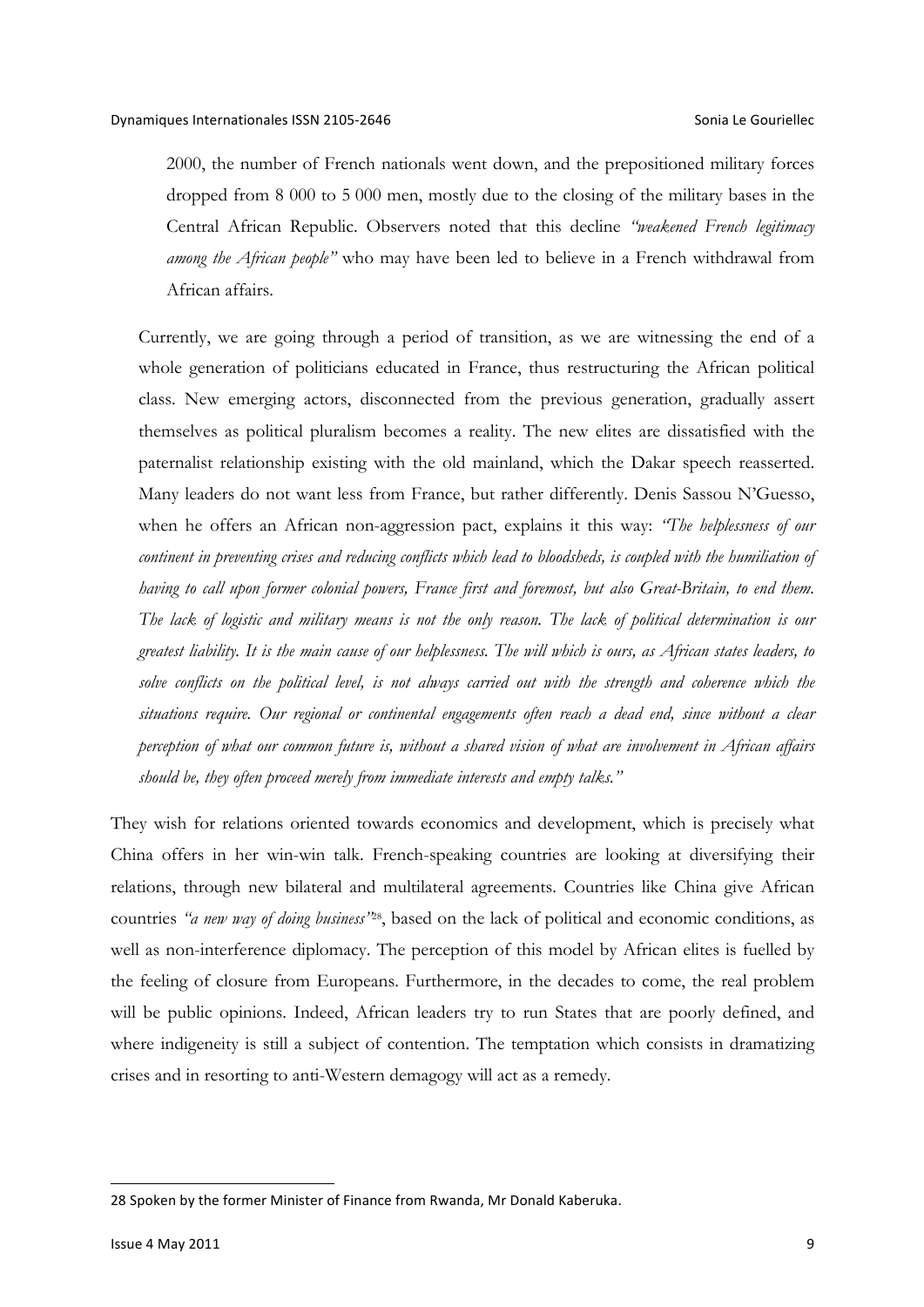2000, the number of French nationals went down, and the prepositioned military forces dropped from 8 000 to 5 000 men, mostly due to the closing of the military bases in the Central African Republic. Observers noted that this decline *"weakened French legitimacy among the African people"* who may have been led to believe in a French withdrawal from African affairs.

Currently, we are going through a period of transition, as we are witnessing the end of a whole generation of politicians educated in France, thus restructuring the African political class. New emerging actors, disconnected from the previous generation, gradually assert themselves as political pluralism becomes a reality. The new elites are dissatisfied with the paternalist relationship existing with the old mainland, which the Dakar speech reasserted. Many leaders do not want less from France, but rather differently. Denis Sassou N'Guesso, when he offers an African non-aggression pact, explains it this way: *"The helplessness of our continent in preventing crises and reducing conflicts which lead to bloodsheds, is coupled with the humiliation of having to call upon former colonial powers, France first and foremost, but also Great-Britain, to end them. The lack of logistic and military means is not the only reason. The lack of political determination is our greatest liability. It is the main cause of our helplessness. The will which is ours, as African states leaders, to solve conflicts on the political level, is not always carried out with the strength and coherence which the situations require. Our regional or continental engagements often reach a dead end, since without a clear perception of what our common future is, without a shared vision of what are involvement in African affairs should be, they often proceed merely from immediate interests and empty talks."*

They wish for relations oriented towards economics and development, which is precisely what China offers in her win-win talk. French-speaking countries are looking at diversifying their relations, through new bilateral and multilateral agreements. Countries like China give African countries *"a new way of doing business"*[28], based on the lack of political and economic conditions, as well as non-interference diplomacy. The perception of this model by African elites is fuelled by the feeling of closure from Europeans. Furthermore, in the decades to come, the real problem will be public opinions. Indeed, African leaders try to run States that are poorly defined, and where indigeneity is still a subject of contention. The temptation which consists in dramatizing crises and in resorting to anti-Western demagogy will act as a remedy.

---

28 Spoken by the former Minister of Finance from Rwanda, Mr Donald Kaberuka.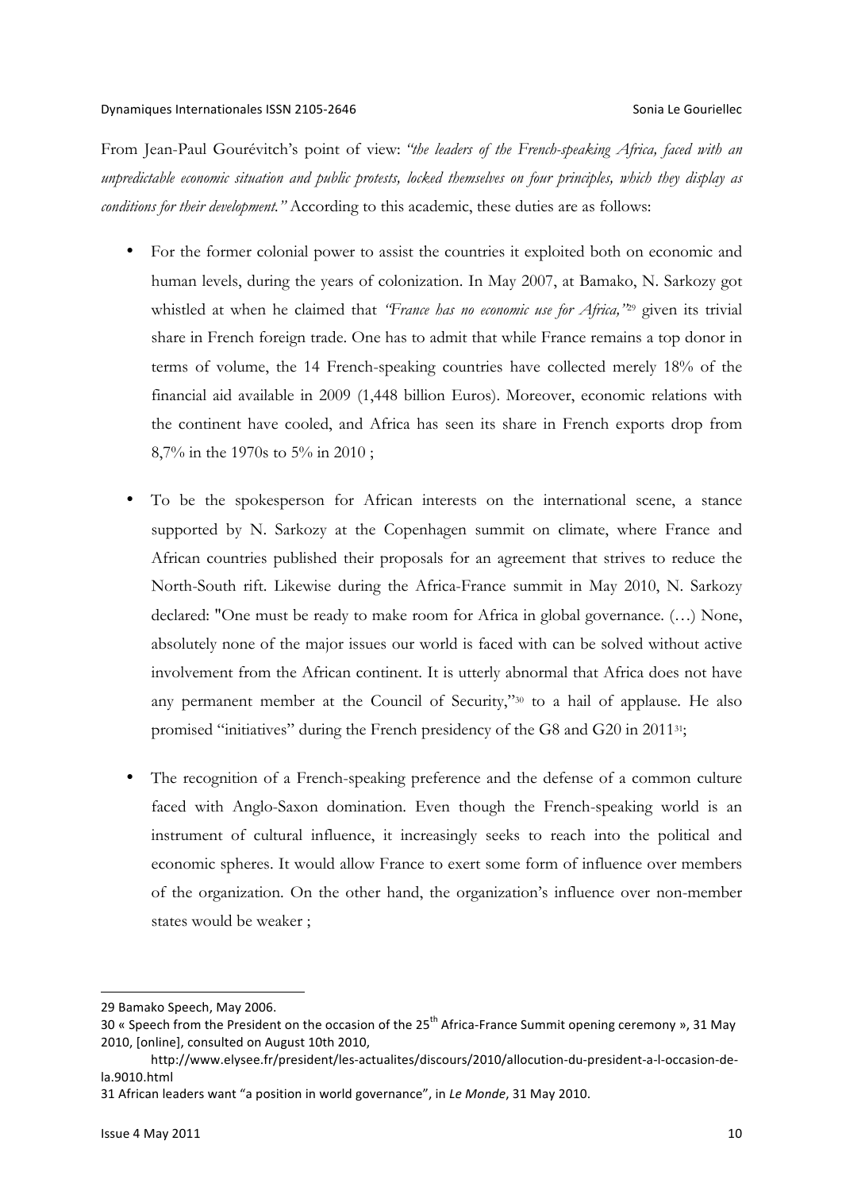From Jean-Paul Gourévitch's point of view: *"the leaders of the French-speaking Africa, faced with an unpredictable economic situation and public protests, locked themselves on four principles, which they display as conditions for their development."* According to this academic, these duties are as follows:

- For the former colonial power to assist the countries it exploited both on economic and human levels, during the years of colonization. In May 2007, at Bamako, N. Sarkozy got whistled at when he claimed that *"France has no economic use for Africa,"*[29] given its trivial share in French foreign trade. One has to admit that while France remains a top donor in terms of volume, the 14 French-speaking countries have collected merely 18% of the financial aid available in 2009 (1,448 billion Euros). Moreover, economic relations with the continent have cooled, and Africa has seen its share in French exports drop from 8,7% in the 1970s to 5% in 2010 ;

- To be the spokesperson for African interests on the international scene, a stance supported by N. Sarkozy at the Copenhagen summit on climate, where France and African countries published their proposals for an agreement that strives to reduce the North-South rift. Likewise during the Africa-France summit in May 2010, N. Sarkozy declared: "One must be ready to make room for Africa in global governance. (…) None, absolutely none of the major issues our world is faced with can be solved without active involvement from the African continent. It is utterly abnormal that Africa does not have any permanent member at the Council of Security,"[30] to a hail of applause. He also promised "initiatives" during the French presidency of the G8 and G20 in 2011[31];

- The recognition of a French-speaking preference and the defense of a common culture faced with Anglo-Saxon domination. Even though the French-speaking world is an instrument of cultural influence, it increasingly seeks to reach into the political and economic spheres. It would allow France to exert some form of influence over members of the organization. On the other hand, the organization's influence over non-member states would be weaker ;

---

29 Bamako Speech, May 2006.

30 « Speech from the President on the occasion of the 25th Africa-France Summit opening ceremony », 31 May 2010, [online], consulted on August 10th 2010, http://www.elysee.fr/president/les-actualites/discours/2010/allocution-du-president-a-l-occasion-de-la.9010.html

31 African leaders want "a position in world governance", in *Le Monde*, 31 May 2010.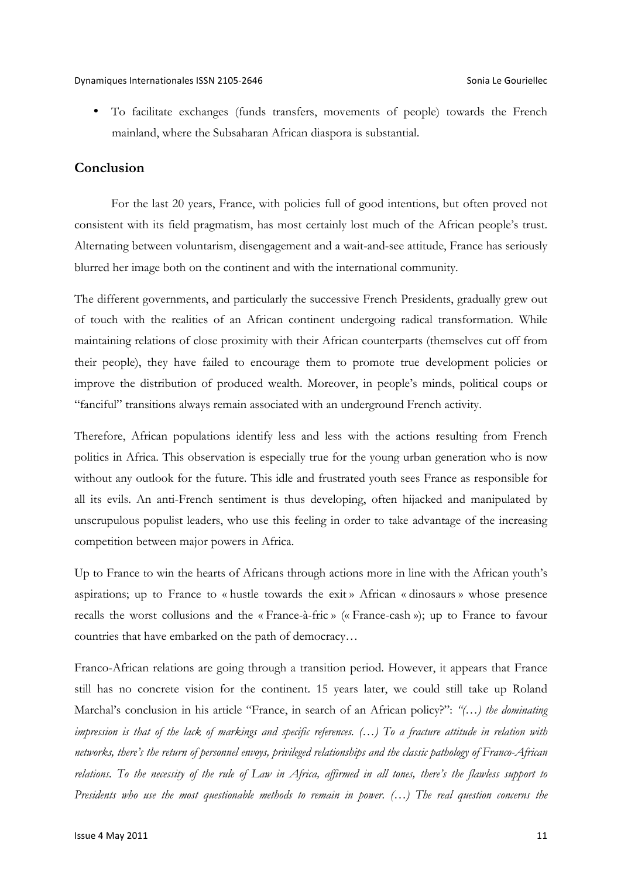- To facilitate exchanges (funds transfers, movements of people) towards the French mainland, where the Subsaharan African diaspora is substantial.

## Conclusion

For the last 20 years, France, with policies full of good intentions, but often proved not consistent with its field pragmatism, has most certainly lost much of the African people's trust. Alternating between voluntarism, disengagement and a wait-and-see attitude, France has seriously blurred her image both on the continent and with the international community.

The different governments, and particularly the successive French Presidents, gradually grew out of touch with the realities of an African continent undergoing radical transformation. While maintaining relations of close proximity with their African counterparts (themselves cut off from their people), they have failed to encourage them to promote true development policies or improve the distribution of produced wealth. Moreover, in people's minds, political coups or "fanciful" transitions always remain associated with an underground French activity.

Therefore, African populations identify less and less with the actions resulting from French politics in Africa. This observation is especially true for the young urban generation who is now without any outlook for the future. This idle and frustrated youth sees France as responsible for all its evils. An anti-French sentiment is thus developing, often hijacked and manipulated by unscrupulous populist leaders, who use this feeling in order to take advantage of the increasing competition between major powers in Africa.

Up to France to win the hearts of Africans through actions more in line with the African youth's aspirations; up to France to « hustle towards the exit » African « dinosaurs » whose presence recalls the worst collusions and the « France-à-fric » (« France-cash »); up to France to favour countries that have embarked on the path of democracy…

Franco-African relations are going through a transition period. However, it appears that France still has no concrete vision for the continent. 15 years later, we could still take up Roland Marchal's conclusion in his article "France, in search of an African policy?": *"(…) the dominating impression is that of the lack of markings and specific references. (…) To a fracture attitude in relation with networks, there's the return of personnel envoys, privileged relationships and the classic pathology of Franco-African relations. To the necessity of the rule of Law in Africa, affirmed in all tones, there's the flawless support to Presidents who use the most questionable methods to remain in power. (…) The real question concerns the*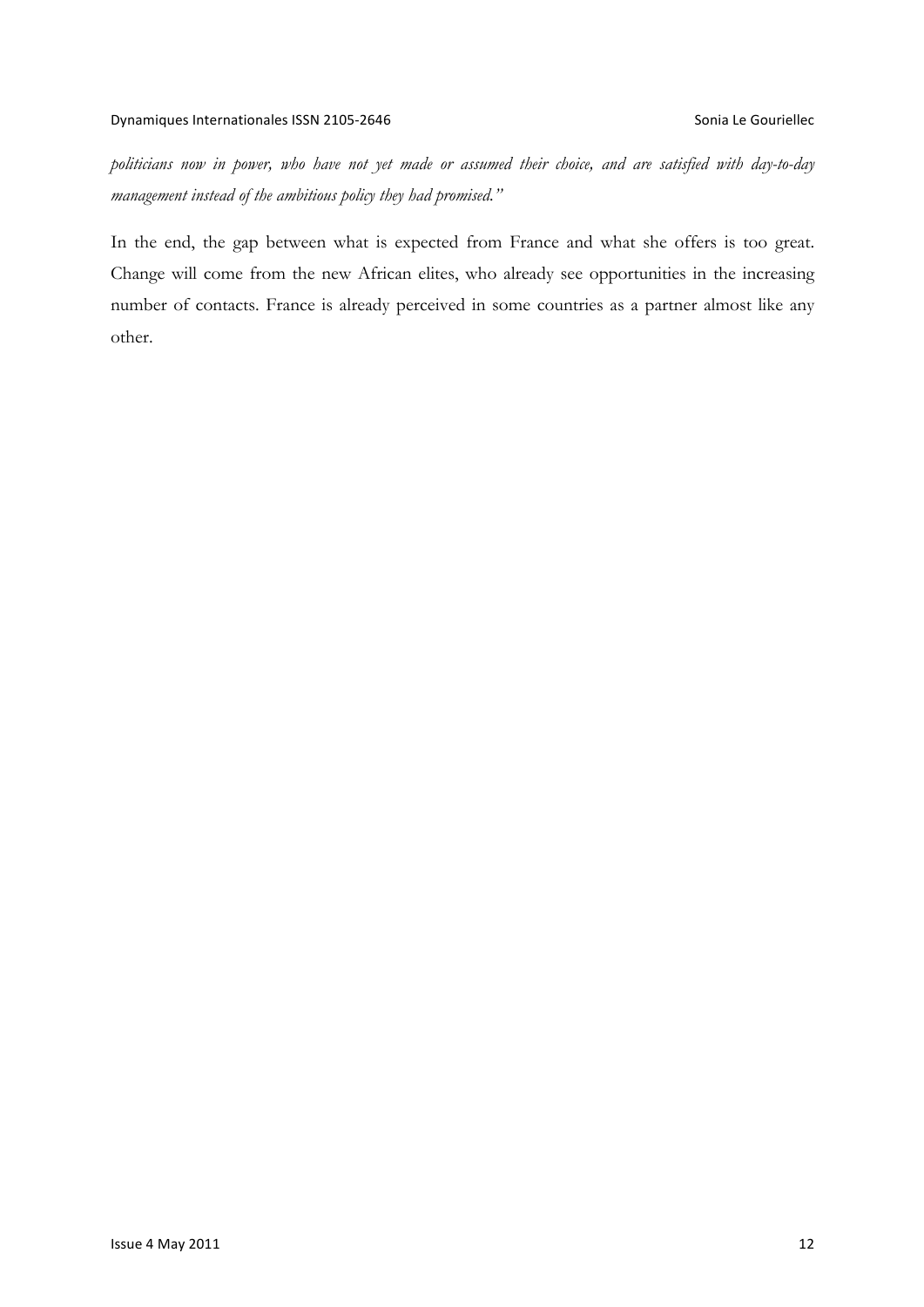*politicians now in power, who have not yet made or assumed their choice, and are satisfied with day-to-day management instead of the ambitious policy they had promised."*

In the end, the gap between what is expected from France and what she offers is too great. Change will come from the new African elites, who already see opportunities in the increasing number of contacts. France is already perceived in some countries as a partner almost like any other.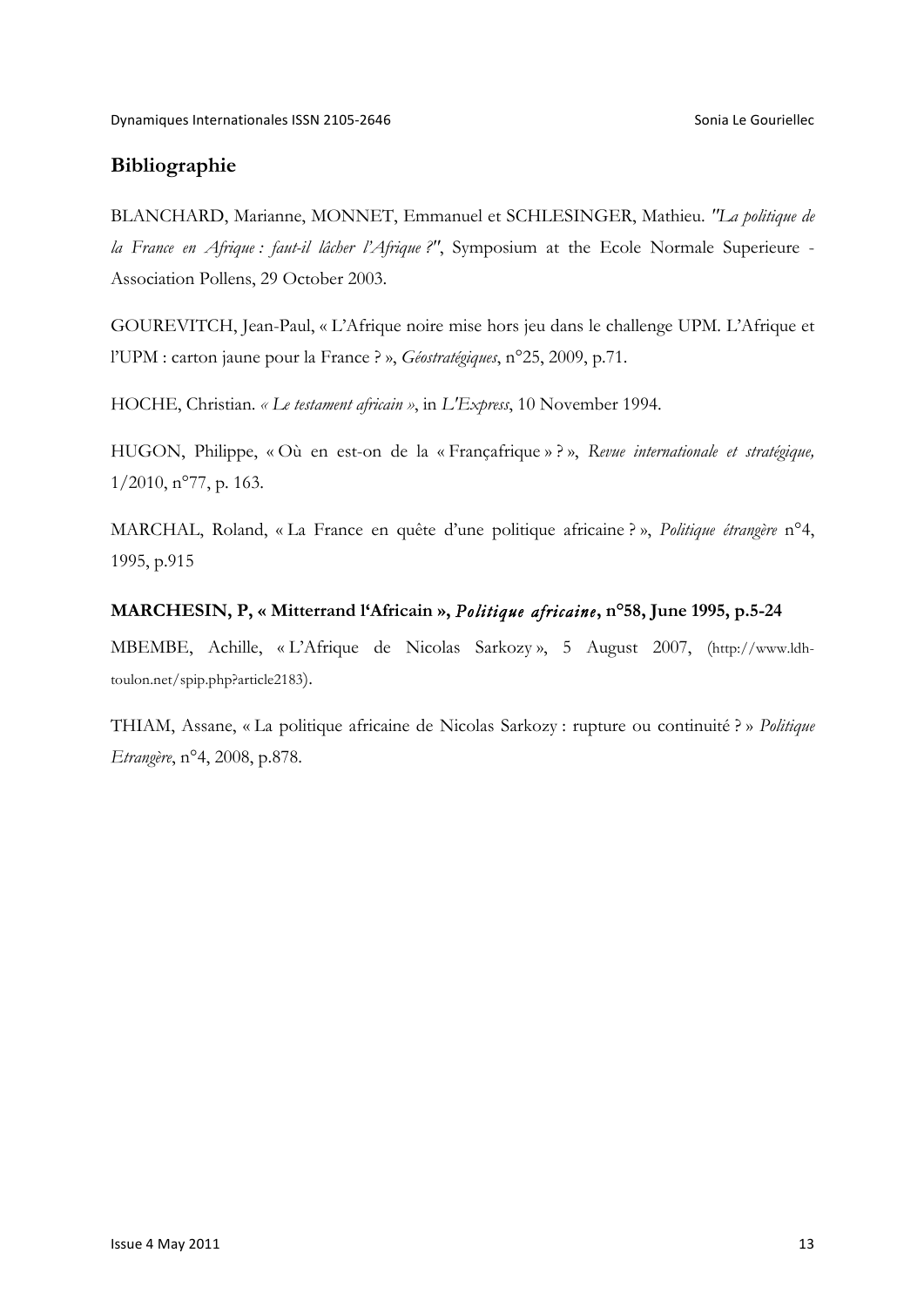## Bibliographie

BLANCHARD, Marianne, MONNET, Emmanuel et SCHLESINGER, Mathieu. *"La politique de la France en Afrique : faut-il lâcher l'Afrique ?"*, Symposium at the Ecole Normale Superieure - Association Pollens, 29 October 2003.

GOUREVITCH, Jean-Paul, « L'Afrique noire mise hors jeu dans le challenge UPM. L'Afrique et l'UPM : carton jaune pour la France ? », *Géostratégiques*, n°25, 2009, p.71.

HOCHE, Christian. *« Le testament africain »*, in *L'Express*, 10 November 1994.

HUGON, Philippe, « Où en est-on de la « Françafrique » ? », *Revue internationale et stratégique,* 1/2010, n°77, p. 163.

MARCHAL, Roland, « La France en quête d'une politique africaine ? », *Politique étrangère* n°4, 1995, p.915

**MARCHESIN, P, « Mitterrand l'Africain », *Politique africaine*, n°58, June 1995, p.5-24**

MBEMBE, Achille, « L'Afrique de Nicolas Sarkozy », 5 August 2007, (http://www.ldh-toulon.net/spip.php?article2183).

THIAM, Assane, « La politique africaine de Nicolas Sarkozy : rupture ou continuité ? » *Politique Etrangère*, n°4, 2008, p.878.